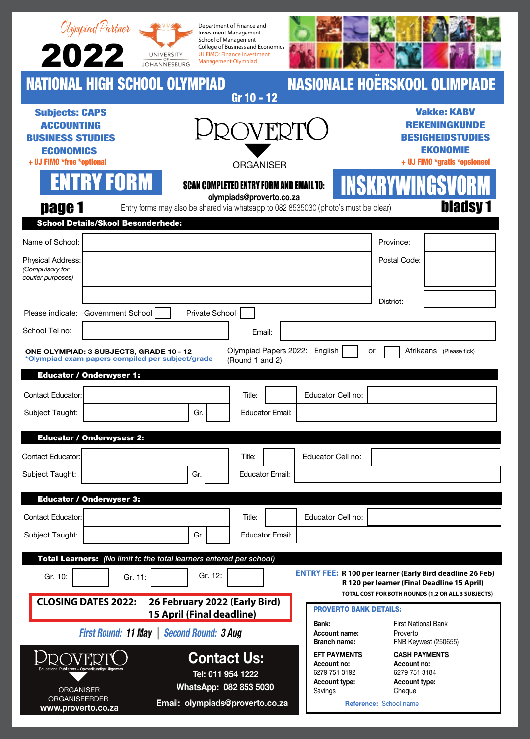Olympiad Partner

# 2022

UNIVERSITY OF JOHANNESBURG

Department of Finance and Investment Management
School of Management
College of Business and Economics
UJ FIMO: Finance Investment Management Olympiad

# NATIONAL HIGH SCHOOL OLYMPIAD — NASIONALE HOËRSKOOL OLIMPIADE

**Gr 10 - 12**

**Subjects: CAPS**
**ACCOUNTING**
**BUSINESS STUDIES**
**ECONOMICS**
+ UJ FIMO *free *optional

PROVERTO
ORGANISER

**Vakke: KABV**
**REKENINGKUNDE**
**BESIGHEIDSTUDIES**
**EKONOMIE**
+ UJ FIMO *gratis *opsioneel

## ENTRY FORM — INSKRYWINGSVORM

**SCAN COMPLETED ENTRY FORM AND EMAIL TO:**
**olympiads@proverto.co.za**

**page 1** — **bladsy 1**

Entry forms may also be shared via whatsapp to 082 8535030 (photo's must be clear)

### School Details/Skool Besonderhede:

| | | | |
|---|---|---|---|
| Name of School: | | Province: | |
| Physical Address: *(Compulsory for courier purposes)* | | Postal Code: | |
| | | | |
| | | District: | |

Please indicate: Government School ☐ Private School ☐

School Tel no: ______ Email: ______

**ONE OLYMPIAD: 3 SUBJECTS, GRADE 10 - 12**
*Olympiad exam papers compiled per subject/grade

Olympiad Papers 2022: English ☐ or ☐ Afrikaans (Please tick)
(Round 1 and 2)

### Educator / Onderwyser 1:

| | | | | | |
|---|---|---|---|---|---|
| Contact Educator: | | Title: | | Educator Cell no: | |
| Subject Taught: | | Gr. | | Educator Email: | |

### Educator / Onderwysesr 2:

| | | | | | |
|---|---|---|---|---|---|
| Contact Educator: | | Title: | | Educator Cell no: | |
| Subject Taught: | | Gr. | | Educator Email: | |

### Educator / Onderwyser 3:

| | | | | | |
|---|---|---|---|---|---|
| Contact Educator: | | Title: | | Educator Cell no: | |
| Subject Taught: | | Gr. | | Educator Email: | |

### Total Learners: *(No limit to the total learners entered per school)*

Gr. 10: ______ Gr. 11: ______ Gr. 12: ______

**ENTRY FEE:** **R 100 per learner (Early Bird deadline 26 Feb)**
**R 120 per learner (Final Deadline 15 April)**
**TOTAL COST FOR BOTH ROUNDS (1,2 OR ALL 3 SUBJECTS)**

**CLOSING DATES 2022:** **26 February 2022 (Early Bird)**
**15 April (Final deadline)**

*First Round:* *11 May* | *Second Round:* *3 Aug*

**PROVERTO BANK DETAILS:**

| | |
|---|---|
| **Bank:** | First National Bank |
| **Account name:** | Proverto |
| **Branch name:** | FNB Keywest (250655) |

| **EFT PAYMENTS** | **CASH PAYMENTS** |
|---|---|
| **Account no:** 6279 751 3192 | **Account no:** 6279 751 3184 |
| **Account type:** Savings | **Account type:** Cheque |

**Reference:** School name

PROVERTO
Educational Publishers • Opvoedkundige Uitgewers
ORGANISER
ORGANISEERDER
www.proverto.co.za

## Contact Us:

Tel: 011 954 1222
WhatsApp: 082 853 5030
Email: olympiads@proverto.co.za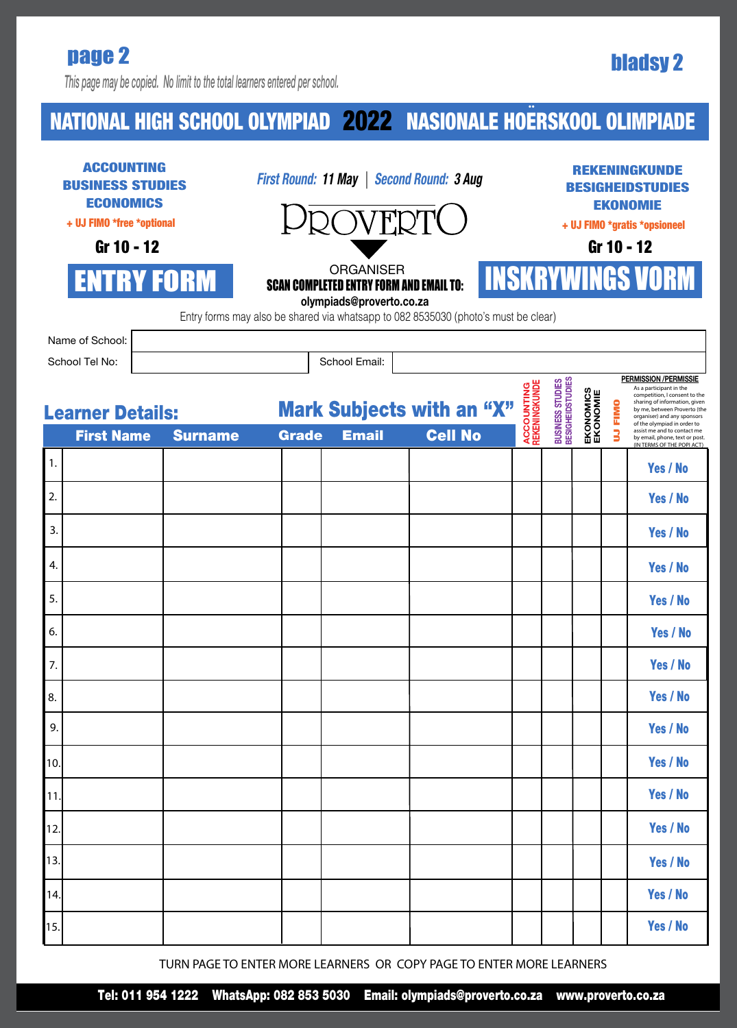This page may be copied. No limit to the total learners entered per school.

# NATIONAL HIGH SCHOOL OLYMPIAD 2022 NASIONALE HOËRSKOOL OLIMPIADE

**ACCOUNTING**
**BUSINESS STUDIES**
**ECONOMICS**
+ UJ FIMO *free *optional
**Gr 10 - 12**

## ENTRY FORM

*First Round:* ***11 May*** | *Second Round:* ***3 Aug***

PROVERTO
ORGANISER

**SCAN COMPLETED ENTRY FORM AND EMAIL TO:**
**olympiads@proverto.co.za**

**REKENINGKUNDE**
**BESIGHEIDSTUDIES**
**EKONOMIE**
+ UJ FIMO *gratis *opsioneel
**Gr 10 - 12**

## INSKRYWINGS VORM

Entry forms may also be shared via whatsapp to 082 8535030 (photo's must be clear)

| Name of School: | | | |
|---|---|---|---|
| School Tel No: | | School Email: | |

## Learner Details:

## Mark Subjects with an "X"

**PERMISSION /PERMISSIE**
As a participant in the competition, I consent to the sharing of information, given by me, between Proverto (the organiser) and any sponsors of the olympiad in order to assist me and to contact me by email, phone, text or post. (IN TERMS OF THE POPI ACT)

| | First Name | Surname | Grade | Email | Cell No | ACCOUNTING REKENINGKUNDE | BUSINESS STUDIES BESIGHEIDSTUDIES | EKONOMICS EKONOMIE | UJ FIMO | PERMISSION /PERMISSIE |
|---|---|---|---|---|---|---|---|---|---|---|
| 1. | | | | | | | | | | Yes / No |
| 2. | | | | | | | | | | Yes / No |
| 3. | | | | | | | | | | Yes / No |
| 4. | | | | | | | | | | Yes / No |
| 5. | | | | | | | | | | Yes / No |
| 6. | | | | | | | | | | Yes / No |
| 7. | | | | | | | | | | Yes / No |
| 8. | | | | | | | | | | Yes / No |
| 9. | | | | | | | | | | Yes / No |
| 10. | | | | | | | | | | Yes / No |
| 11. | | | | | | | | | | Yes / No |
| 12. | | | | | | | | | | Yes / No |
| 13. | | | | | | | | | | Yes / No |
| 14. | | | | | | | | | | Yes / No |
| 15. | | | | | | | | | | Yes / No |

TURN PAGE TO ENTER MORE LEARNERS OR COPY PAGE TO ENTER MORE LEARNERS

**Tel: 011 954 1222 WhatsApp: 082 853 5030 Email: olympiads@proverto.co.za www.proverto.co.za**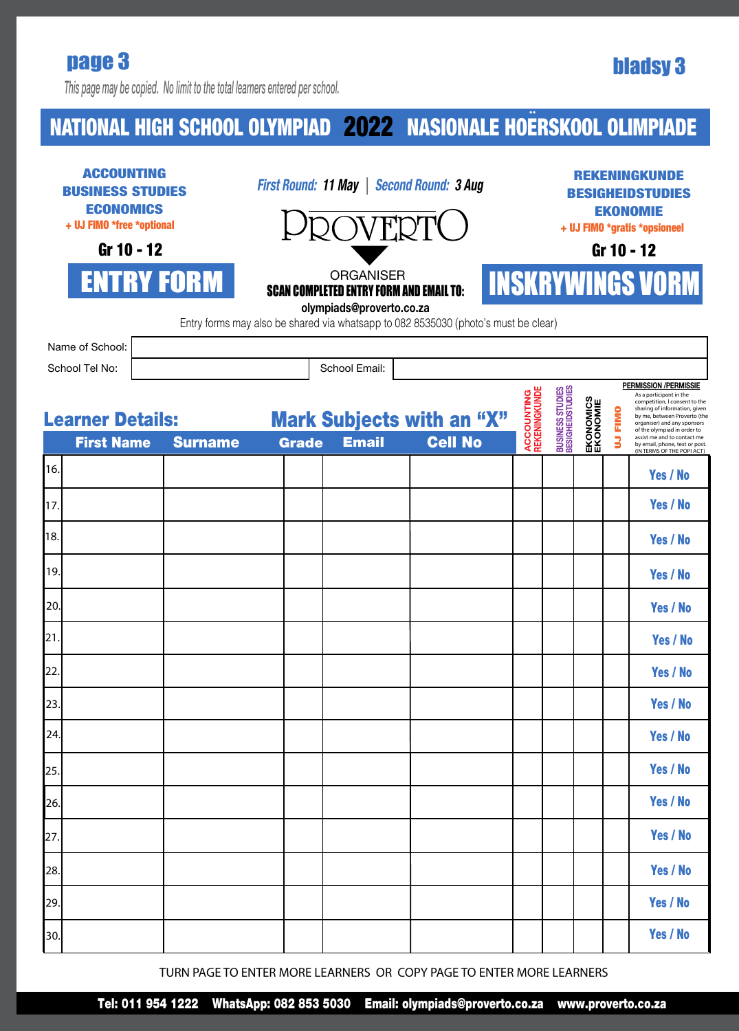page 3 — bladsy 3

*This page may be copied. No limit to the total learners entered per school.*

# NATIONAL HIGH SCHOOL OLYMPIAD 2022 NASIONALE HOËRSKOOL OLIMPIADE

**ACCOUNTING**
**BUSINESS STUDIES**
**ECONOMICS**
+ UJ FIMO *free *optional

**Gr 10 - 12**

## ENTRY FORM

*First Round:* **11 May** | *Second Round:* **3 Aug**

PROVERTO
ORGANISER
**SCAN COMPLETED ENTRY FORM AND EMAIL TO:**
**olympiads@proverto.co.za**

**REKENINGKUNDE**
**BESIGHEIDSTUDIES**
**EKONOMIE**
+ UJ FIMO *gratis *opsioneel

**Gr 10 - 12**

## INSKRYWINGS VORM

Entry forms may also be shared via whatsapp to 082 8535030 (photo's must be clear)

Name of School:

School Tel No: School Email:

## Learner Details: Mark Subjects with an "X"

PERMISSION /PERMISSIE: As a participant in the competition, I consent to the sharing of information, given by me, between Proverto (the organiser) and any sponsors of the olympiad in order to assist me and to contact me by email, phone, text or post. (IN TERMS OF THE POPI ACT)

| | First Name | Surname | Grade | Email | Cell No | ACCOUNTING REKENINGKUNDE | BUSINESS STUDIES BESIGHEIDSTUDIES | EKONOMICS EKONOMIE | UJ FIMO | PERMISSION /PERMISSIE |
|---|---|---|---|---|---|---|---|---|---|---|
| 16. | | | | | | | | | | Yes / No |
| 17. | | | | | | | | | | Yes / No |
| 18. | | | | | | | | | | Yes / No |
| 19. | | | | | | | | | | Yes / No |
| 20. | | | | | | | | | | Yes / No |
| 21. | | | | | | | | | | Yes / No |
| 22. | | | | | | | | | | Yes / No |
| 23. | | | | | | | | | | Yes / No |
| 24. | | | | | | | | | | Yes / No |
| 25. | | | | | | | | | | Yes / No |
| 26. | | | | | | | | | | Yes / No |
| 27. | | | | | | | | | | Yes / No |
| 28. | | | | | | | | | | Yes / No |
| 29. | | | | | | | | | | Yes / No |
| 30. | | | | | | | | | | Yes / No |

TURN PAGE TO ENTER MORE LEARNERS OR COPY PAGE TO ENTER MORE LEARNERS

**Tel: 011 954 1222 WhatsApp: 082 853 5030 Email: olympiads@proverto.co.za www.proverto.co.za**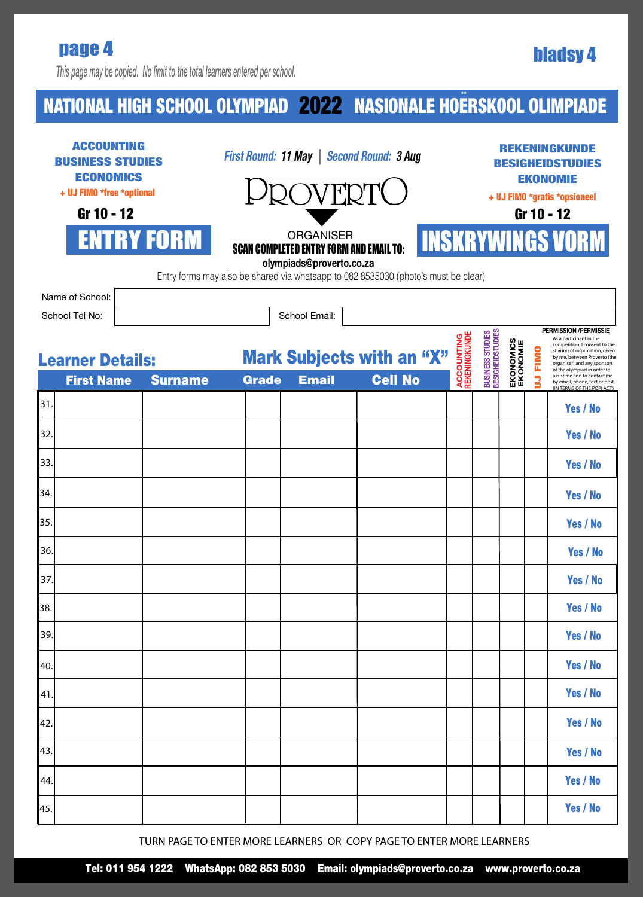This page may be copied. No limit to the total learners entered per school.

# NATIONAL HIGH SCHOOL OLYMPIAD 2022 NASIONALE HOËRSKOOL OLIMPIADE

**ACCOUNTING**
**BUSINESS STUDIES**
**ECONOMICS**
+ UJ FIMO *free *optional

**Gr 10 - 12**

## ENTRY FORM

*First Round:* ***11 May*** | *Second Round:* ***3 Aug***

PROVERTO

ORGANISER

**SCAN COMPLETED ENTRY FORM AND EMAIL TO:**
**olympiads@proverto.co.za**

**REKENINGKUNDE**
**BESIGHEIDSTUDIES**
**EKONOMIE**
+ UJ FIMO *gratis *opsioneel

**Gr 10 - 12**

## INSKRYWINGS VORM

Entry forms may also be shared via whatsapp to 082 8535030 (photo's must be clear)

Name of School: ____________________

School Tel No: ____________________ School Email: ____________________

## Learner Details:

## Mark Subjects with an "X"

**PERMISSION /PERMISSIE**
As a participant in the competition, I consent to the sharing of information, given by me, between Proverto (the organiser) and any sponsors of the olympiad in order to assist me and to contact me by email, phone, text or post. (IN TERMS OF THE POPI ACT)

| | First Name | Surname | Grade | Email | Cell No | ACCOUNTING REKENINGKUNDE | BUSINESS STUDIES BESIGHEIDSTUDIES | EKONOMICS EKONOMIE | UJ FIMO | PERMISSION /PERMISSIE |
|---|---|---|---|---|---|---|---|---|---|---|
| 31. | | | | | | | | | | Yes / No |
| 32. | | | | | | | | | | Yes / No |
| 33. | | | | | | | | | | Yes / No |
| 34. | | | | | | | | | | Yes / No |
| 35. | | | | | | | | | | Yes / No |
| 36. | | | | | | | | | | Yes / No |
| 37. | | | | | | | | | | Yes / No |
| 38. | | | | | | | | | | Yes / No |
| 39. | | | | | | | | | | Yes / No |
| 40. | | | | | | | | | | Yes / No |
| 41. | | | | | | | | | | Yes / No |
| 42. | | | | | | | | | | Yes / No |
| 43. | | | | | | | | | | Yes / No |
| 44. | | | | | | | | | | Yes / No |
| 45. | | | | | | | | | | Yes / No |

TURN PAGE TO ENTER MORE LEARNERS OR COPY PAGE TO ENTER MORE LEARNERS

**Tel: 011 954 1222 WhatsApp: 082 853 5030 Email: olympiads@proverto.co.za www.proverto.co.za**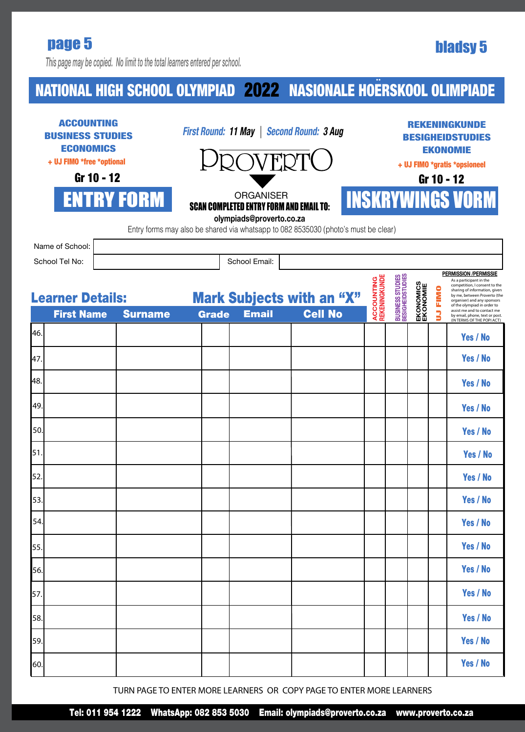This page may be copied. No limit to the total learners entered per school.

# NATIONAL HIGH SCHOOL OLYMPIAD 2022 NASIONALE HOËRSKOOL OLIMPIADE

**ACCOUNTING**
**BUSINESS STUDIES**
**ECONOMICS**
+ UJ FIMO *free *optional

**Gr 10 - 12**

## ENTRY FORM

*First Round:* *11 May* | *Second Round:* *3 Aug*

PROVERTO

ORGANISER

**SCAN COMPLETED ENTRY FORM AND EMAIL TO:**
**olympiads@proverto.co.za**

**REKENINGKUNDE**
**BESIGHEIDSTUDIES**
**EKONOMIE**
+ UJ FIMO *gratis *opsioneel

**Gr 10 - 12**

## INSKRYWINGS VORM

Entry forms may also be shared via whatsapp to 082 8535030 (photo's must be clear)

Name of School:

School Tel No: School Email:

## Learner Details: Mark Subjects with an "X"

| | First Name | Surname | Grade | Email | Cell No | ACCOUNTING REKENINGKUNDE | BUSINESS STUDIES BESIGHEIDSTUDIES | EKONOMICS EKONOMIE | UJ FIMO | PERMISSION /PERMISSIE As a participant in the competition, I consent to the sharing of information, given by me, between Proverto (the organiser) and any sponsors of the olympiad in order to assist me and to contact me by email, phone, text or post. (IN TERMS OF THE POPI ACT) |
|---|---|---|---|---|---|---|---|---|---|---|
| 46. | | | | | | | | | | Yes / No |
| 47. | | | | | | | | | | Yes / No |
| 48. | | | | | | | | | | Yes / No |
| 49. | | | | | | | | | | Yes / No |
| 50. | | | | | | | | | | Yes / No |
| 51. | | | | | | | | | | Yes / No |
| 52. | | | | | | | | | | Yes / No |
| 53. | | | | | | | | | | Yes / No |
| 54. | | | | | | | | | | Yes / No |
| 55. | | | | | | | | | | Yes / No |
| 56. | | | | | | | | | | Yes / No |
| 57. | | | | | | | | | | Yes / No |
| 58. | | | | | | | | | | Yes / No |
| 59. | | | | | | | | | | Yes / No |
| 60. | | | | | | | | | | Yes / No |

TURN PAGE TO ENTER MORE LEARNERS OR COPY PAGE TO ENTER MORE LEARNERS

**Tel: 011 954 1222 WhatsApp: 082 853 5030 Email: olympiads@proverto.co.za www.proverto.co.za**